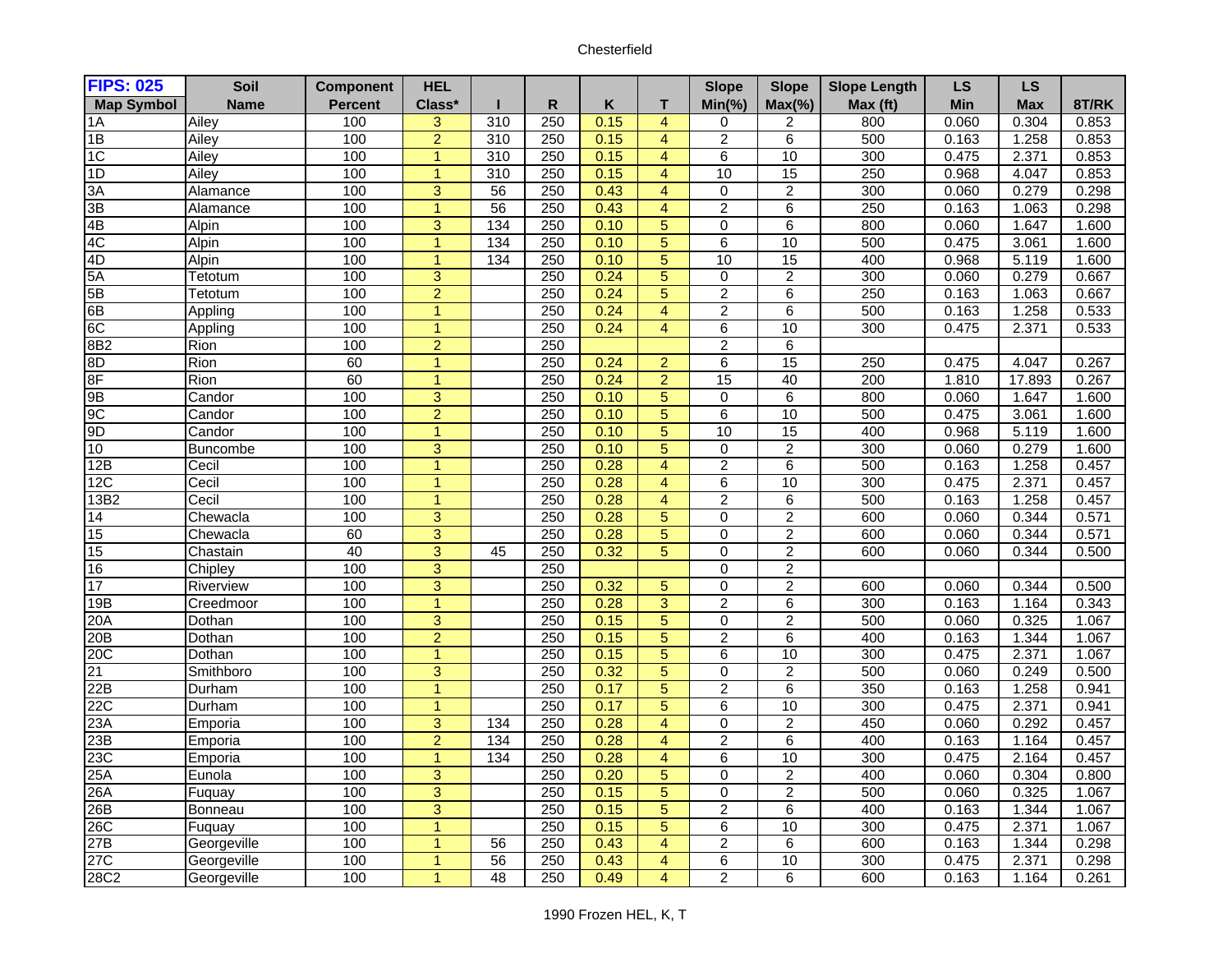Chesterfield

| FIPS: 025 Map Symbol | Soil Name | Component Percent | HEL Class* | I | R | K | T | Slope Min(%) | Slope Max(%) | Slope Length Max (ft) | LS Min | LS Max | 8T/RK |
|---|---|---|---|---|---|---|---|---|---|---|---|---|---|
| 1A | Ailey | 100 | 3 | 310 | 250 | 0.15 | 4 | 0 | 2 | 800 | 0.060 | 0.304 | 0.853 |
| 1B | Ailey | 100 | 2 | 310 | 250 | 0.15 | 4 | 2 | 6 | 500 | 0.163 | 1.258 | 0.853 |
| 1C | Ailey | 100 | 1 | 310 | 250 | 0.15 | 4 | 6 | 10 | 300 | 0.475 | 2.371 | 0.853 |
| 1D | Ailey | 100 | 1 | 310 | 250 | 0.15 | 4 | 10 | 15 | 250 | 0.968 | 4.047 | 0.853 |
| 3A | Alamance | 100 | 3 | 56 | 250 | 0.43 | 4 | 0 | 2 | 300 | 0.060 | 0.279 | 0.298 |
| 3B | Alamance | 100 | 1 | 56 | 250 | 0.43 | 4 | 2 | 6 | 250 | 0.163 | 1.063 | 0.298 |
| 4B | Alpin | 100 | 3 | 134 | 250 | 0.10 | 5 | 0 | 6 | 800 | 0.060 | 1.647 | 1.600 |
| 4C | Alpin | 100 | 1 | 134 | 250 | 0.10 | 5 | 6 | 10 | 500 | 0.475 | 3.061 | 1.600 |
| 4D | Alpin | 100 | 1 | 134 | 250 | 0.10 | 5 | 10 | 15 | 400 | 0.968 | 5.119 | 1.600 |
| 5A | Tetotum | 100 | 3 | | 250 | 0.24 | 5 | 0 | 2 | 300 | 0.060 | 0.279 | 0.667 |
| 5B | Tetotum | 100 | 2 | | 250 | 0.24 | 5 | 2 | 6 | 250 | 0.163 | 1.063 | 0.667 |
| 6B | Appling | 100 | 1 | | 250 | 0.24 | 4 | 2 | 6 | 500 | 0.163 | 1.258 | 0.533 |
| 6C | Appling | 100 | 1 | | 250 | 0.24 | 4 | 6 | 10 | 300 | 0.475 | 2.371 | 0.533 |
| 8B2 | Rion | 100 | 2 | | 250 | | | 2 | 6 | | | | |
| 8D | Rion | 60 | 1 | | 250 | 0.24 | 2 | 6 | 15 | 250 | 0.475 | 4.047 | 0.267 |
| 8F | Rion | 60 | 1 | | 250 | 0.24 | 2 | 15 | 40 | 200 | 1.810 | 17.893 | 0.267 |
| 9B | Candor | 100 | 3 | | 250 | 0.10 | 5 | 0 | 6 | 800 | 0.060 | 1.647 | 1.600 |
| 9C | Candor | 100 | 2 | | 250 | 0.10 | 5 | 6 | 10 | 500 | 0.475 | 3.061 | 1.600 |
| 9D | Candor | 100 | 1 | | 250 | 0.10 | 5 | 10 | 15 | 400 | 0.968 | 5.119 | 1.600 |
| 10 | Buncombe | 100 | 3 | | 250 | 0.10 | 5 | 0 | 2 | 300 | 0.060 | 0.279 | 1.600 |
| 12B | Cecil | 100 | 1 | | 250 | 0.28 | 4 | 2 | 6 | 500 | 0.163 | 1.258 | 0.457 |
| 12C | Cecil | 100 | 1 | | 250 | 0.28 | 4 | 6 | 10 | 300 | 0.475 | 2.371 | 0.457 |
| 13B2 | Cecil | 100 | 1 | | 250 | 0.28 | 4 | 2 | 6 | 500 | 0.163 | 1.258 | 0.457 |
| 14 | Chewacla | 100 | 3 | | 250 | 0.28 | 5 | 0 | 2 | 600 | 0.060 | 0.344 | 0.571 |
| 15 | Chewacla | 60 | 3 | | 250 | 0.28 | 5 | 0 | 2 | 600 | 0.060 | 0.344 | 0.571 |
| 15 | Chastain | 40 | 3 | 45 | 250 | 0.32 | 5 | 0 | 2 | 600 | 0.060 | 0.344 | 0.500 |
| 16 | Chipley | 100 | 3 | | 250 | | | 0 | 2 | | | | |
| 17 | Riverview | 100 | 3 | | 250 | 0.32 | 5 | 0 | 2 | 600 | 0.060 | 0.344 | 0.500 |
| 19B | Creedmoor | 100 | 1 | | 250 | 0.28 | 3 | 2 | 6 | 300 | 0.163 | 1.164 | 0.343 |
| 20A | Dothan | 100 | 3 | | 250 | 0.15 | 5 | 0 | 2 | 500 | 0.060 | 0.325 | 1.067 |
| 20B | Dothan | 100 | 2 | | 250 | 0.15 | 5 | 2 | 6 | 400 | 0.163 | 1.344 | 1.067 |
| 20C | Dothan | 100 | 1 | | 250 | 0.15 | 5 | 6 | 10 | 300 | 0.475 | 2.371 | 1.067 |
| 21 | Smithboro | 100 | 3 | | 250 | 0.32 | 5 | 0 | 2 | 500 | 0.060 | 0.249 | 0.500 |
| 22B | Durham | 100 | 1 | | 250 | 0.17 | 5 | 2 | 6 | 350 | 0.163 | 1.258 | 0.941 |
| 22C | Durham | 100 | 1 | | 250 | 0.17 | 5 | 6 | 10 | 300 | 0.475 | 2.371 | 0.941 |
| 23A | Emporia | 100 | 3 | 134 | 250 | 0.28 | 4 | 0 | 2 | 450 | 0.060 | 0.292 | 0.457 |
| 23B | Emporia | 100 | 2 | 134 | 250 | 0.28 | 4 | 2 | 6 | 400 | 0.163 | 1.164 | 0.457 |
| 23C | Emporia | 100 | 1 | 134 | 250 | 0.28 | 4 | 6 | 10 | 300 | 0.475 | 2.164 | 0.457 |
| 25A | Eunola | 100 | 3 | | 250 | 0.20 | 5 | 0 | 2 | 400 | 0.060 | 0.304 | 0.800 |
| 26A | Fuquay | 100 | 3 | | 250 | 0.15 | 5 | 0 | 2 | 500 | 0.060 | 0.325 | 1.067 |
| 26B | Bonneau | 100 | 3 | | 250 | 0.15 | 5 | 2 | 6 | 400 | 0.163 | 1.344 | 1.067 |
| 26C | Fuquay | 100 | 1 | | 250 | 0.15 | 5 | 6 | 10 | 300 | 0.475 | 2.371 | 1.067 |
| 27B | Georgeville | 100 | 1 | 56 | 250 | 0.43 | 4 | 2 | 6 | 600 | 0.163 | 1.344 | 0.298 |
| 27C | Georgeville | 100 | 1 | 56 | 250 | 0.43 | 4 | 6 | 10 | 300 | 0.475 | 2.371 | 0.298 |
| 28C2 | Georgeville | 100 | 1 | 48 | 250 | 0.49 | 4 | 2 | 6 | 600 | 0.163 | 1.164 | 0.261 |

1990 Frozen HEL, K, T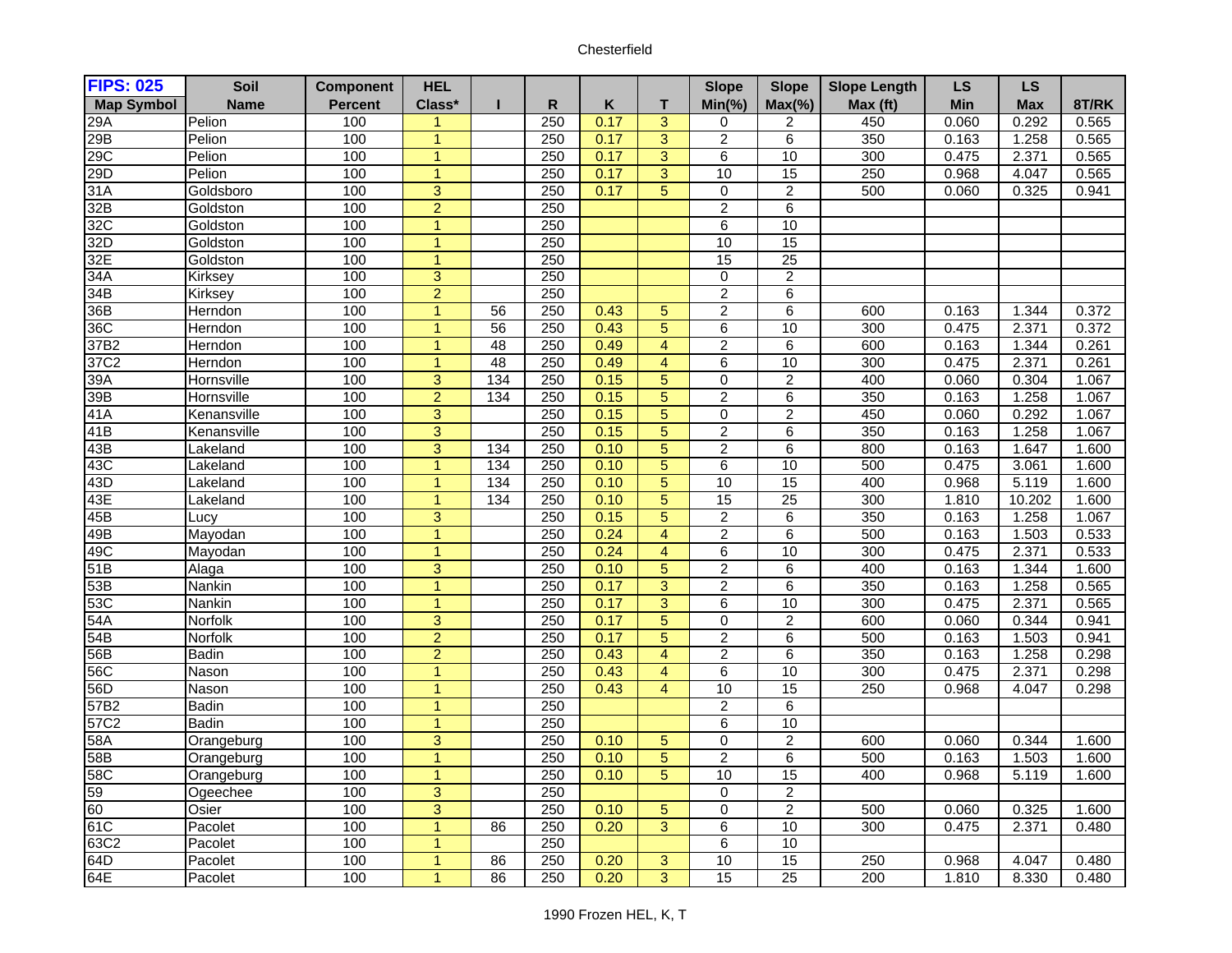Chesterfield

| FIPS: 025 Map Symbol | Soil Name | Component Percent | HEL Class* | I | R | K | T | Slope Min(%) | Slope Max(%) | Slope Length Max (ft) | LS Min | LS Max | 8T/RK |
|---|---|---|---|---|---|---|---|---|---|---|---|---|---|
| 29A | Pelion | 100 | 1 | | 250 | 0.17 | 3 | 0 | 2 | 450 | 0.060 | 0.292 | 0.565 |
| 29B | Pelion | 100 | 1 | | 250 | 0.17 | 3 | 2 | 6 | 350 | 0.163 | 1.258 | 0.565 |
| 29C | Pelion | 100 | 1 | | 250 | 0.17 | 3 | 6 | 10 | 300 | 0.475 | 2.371 | 0.565 |
| 29D | Pelion | 100 | 1 | | 250 | 0.17 | 3 | 10 | 15 | 250 | 0.968 | 4.047 | 0.565 |
| 31A | Goldsboro | 100 | 3 | | 250 | 0.17 | 5 | 0 | 2 | 500 | 0.060 | 0.325 | 0.941 |
| 32B | Goldston | 100 | 2 | | 250 | | | 2 | 6 | | | | |
| 32C | Goldston | 100 | 1 | | 250 | | | 6 | 10 | | | | |
| 32D | Goldston | 100 | 1 | | 250 | | | 10 | 15 | | | | |
| 32E | Goldston | 100 | 1 | | 250 | | | 15 | 25 | | | | |
| 34A | Kirksey | 100 | 3 | | 250 | | | 0 | 2 | | | | |
| 34B | Kirksey | 100 | 2 | | 250 | | | 2 | 6 | | | | |
| 36B | Herndon | 100 | 1 | 56 | 250 | 0.43 | 5 | 2 | 6 | 600 | 0.163 | 1.344 | 0.372 |
| 36C | Herndon | 100 | 1 | 56 | 250 | 0.43 | 5 | 6 | 10 | 300 | 0.475 | 2.371 | 0.372 |
| 37B2 | Herndon | 100 | 1 | 48 | 250 | 0.49 | 4 | 2 | 6 | 600 | 0.163 | 1.344 | 0.261 |
| 37C2 | Herndon | 100 | 1 | 48 | 250 | 0.49 | 4 | 6 | 10 | 300 | 0.475 | 2.371 | 0.261 |
| 39A | Hornsville | 100 | 3 | 134 | 250 | 0.15 | 5 | 0 | 2 | 400 | 0.060 | 0.304 | 1.067 |
| 39B | Hornsville | 100 | 2 | 134 | 250 | 0.15 | 5 | 2 | 6 | 350 | 0.163 | 1.258 | 1.067 |
| 41A | Kenansville | 100 | 3 | | 250 | 0.15 | 5 | 0 | 2 | 450 | 0.060 | 0.292 | 1.067 |
| 41B | Kenansville | 100 | 3 | | 250 | 0.15 | 5 | 2 | 6 | 350 | 0.163 | 1.258 | 1.067 |
| 43B | Lakeland | 100 | 3 | 134 | 250 | 0.10 | 5 | 2 | 6 | 800 | 0.163 | 1.647 | 1.600 |
| 43C | Lakeland | 100 | 1 | 134 | 250 | 0.10 | 5 | 6 | 10 | 500 | 0.475 | 3.061 | 1.600 |
| 43D | Lakeland | 100 | 1 | 134 | 250 | 0.10 | 5 | 10 | 15 | 400 | 0.968 | 5.119 | 1.600 |
| 43E | Lakeland | 100 | 1 | 134 | 250 | 0.10 | 5 | 15 | 25 | 300 | 1.810 | 10.202 | 1.600 |
| 45B | Lucy | 100 | 3 | | 250 | 0.15 | 5 | 2 | 6 | 350 | 0.163 | 1.258 | 1.067 |
| 49B | Mayodan | 100 | 1 | | 250 | 0.24 | 4 | 2 | 6 | 500 | 0.163 | 1.503 | 0.533 |
| 49C | Mayodan | 100 | 1 | | 250 | 0.24 | 4 | 6 | 10 | 300 | 0.475 | 2.371 | 0.533 |
| 51B | Alaga | 100 | 3 | | 250 | 0.10 | 5 | 2 | 6 | 400 | 0.163 | 1.344 | 1.600 |
| 53B | Nankin | 100 | 1 | | 250 | 0.17 | 3 | 2 | 6 | 350 | 0.163 | 1.258 | 0.565 |
| 53C | Nankin | 100 | 1 | | 250 | 0.17 | 3 | 6 | 10 | 300 | 0.475 | 2.371 | 0.565 |
| 54A | Norfolk | 100 | 3 | | 250 | 0.17 | 5 | 0 | 2 | 600 | 0.060 | 0.344 | 0.941 |
| 54B | Norfolk | 100 | 2 | | 250 | 0.17 | 5 | 2 | 6 | 500 | 0.163 | 1.503 | 0.941 |
| 56B | Badin | 100 | 2 | | 250 | 0.43 | 4 | 2 | 6 | 350 | 0.163 | 1.258 | 0.298 |
| 56C | Nason | 100 | 1 | | 250 | 0.43 | 4 | 6 | 10 | 300 | 0.475 | 2.371 | 0.298 |
| 56D | Nason | 100 | 1 | | 250 | 0.43 | 4 | 10 | 15 | 250 | 0.968 | 4.047 | 0.298 |
| 57B2 | Badin | 100 | 1 | | 250 | | | 2 | 6 | | | | |
| 57C2 | Badin | 100 | 1 | | 250 | | | 6 | 10 | | | | |
| 58A | Orangeburg | 100 | 3 | | 250 | 0.10 | 5 | 0 | 2 | 600 | 0.060 | 0.344 | 1.600 |
| 58B | Orangeburg | 100 | 1 | | 250 | 0.10 | 5 | 2 | 6 | 500 | 0.163 | 1.503 | 1.600 |
| 58C | Orangeburg | 100 | 1 | | 250 | 0.10 | 5 | 10 | 15 | 400 | 0.968 | 5.119 | 1.600 |
| 59 | Ogeechee | 100 | 3 | | 250 | | | 0 | 2 | | | | |
| 60 | Osier | 100 | 3 | | 250 | 0.10 | 5 | 0 | 2 | 500 | 0.060 | 0.325 | 1.600 |
| 61C | Pacolet | 100 | 1 | 86 | 250 | 0.20 | 3 | 6 | 10 | 300 | 0.475 | 2.371 | 0.480 |
| 63C2 | Pacolet | 100 | 1 | | 250 | | | 6 | 10 | | | | |
| 64D | Pacolet | 100 | 1 | 86 | 250 | 0.20 | 3 | 10 | 15 | 250 | 0.968 | 4.047 | 0.480 |
| 64E | Pacolet | 100 | 1 | 86 | 250 | 0.20 | 3 | 15 | 25 | 200 | 1.810 | 8.330 | 0.480 |

1990 Frozen HEL, K, T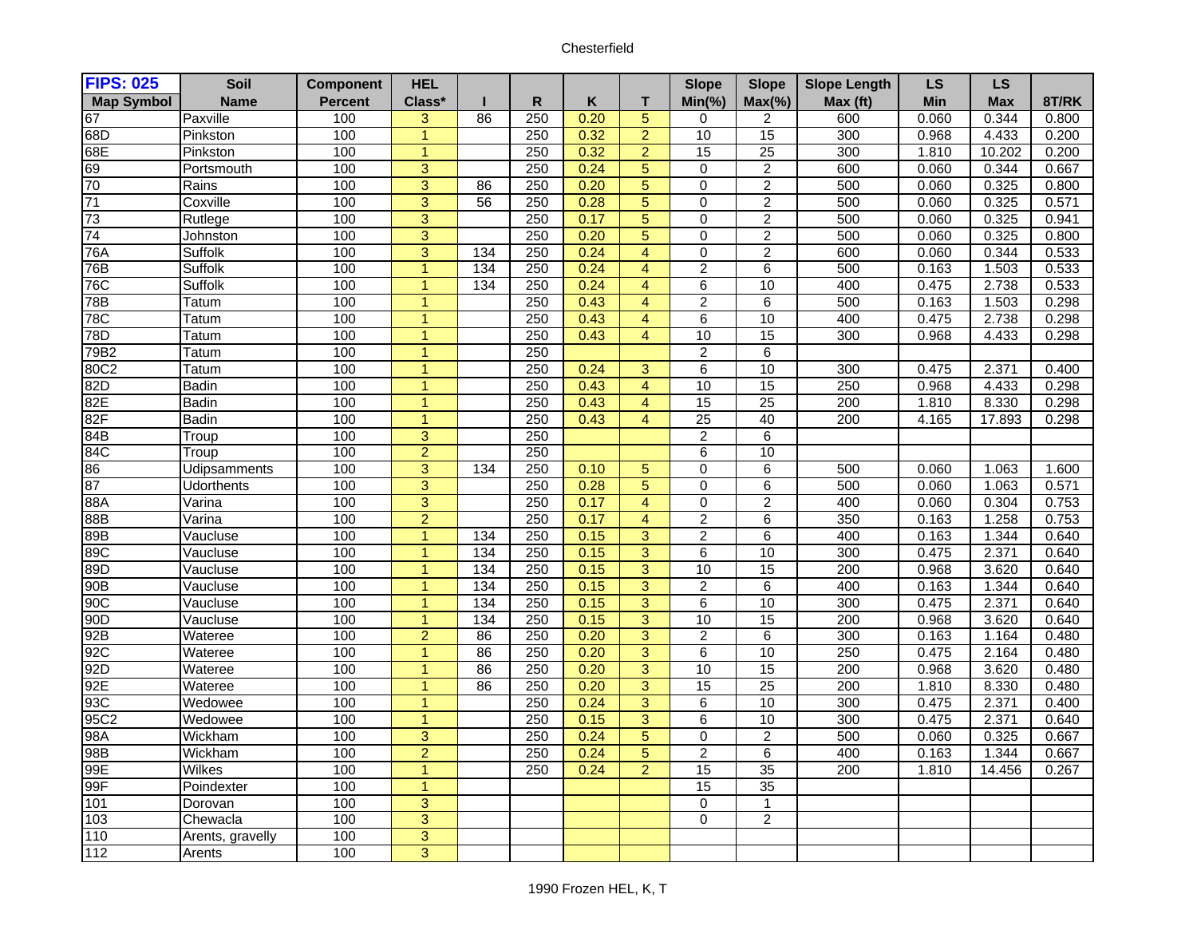Chesterfield

| FIPS: 025 | Soil | Component | HEL | | | | | Slope | Slope | Slope Length | LS | LS | |
|---|---|---|---|---|---|---|---|---|---|---|---|---|---|
| Map Symbol | Name | Percent | Class* | I | R | K | T | Min(%) | Max(%) | Max (ft) | Min | Max | 8T/RK |
| 67 | Paxville | 100 | 3 | 86 | 250 | 0.20 | 5 | 0 | 2 | 600 | 0.060 | 0.344 | 0.800 |
| 68D | Pinkston | 100 | 1 | | 250 | 0.32 | 2 | 10 | 15 | 300 | 0.968 | 4.433 | 0.200 |
| 68E | Pinkston | 100 | 1 | | 250 | 0.32 | 2 | 15 | 25 | 300 | 1.810 | 10.202 | 0.200 |
| 69 | Portsmouth | 100 | 3 | | 250 | 0.24 | 5 | 0 | 2 | 600 | 0.060 | 0.344 | 0.667 |
| 70 | Rains | 100 | 3 | 86 | 250 | 0.20 | 5 | 0 | 2 | 500 | 0.060 | 0.325 | 0.800 |
| 71 | Coxville | 100 | 3 | 56 | 250 | 0.28 | 5 | 0 | 2 | 500 | 0.060 | 0.325 | 0.571 |
| 73 | Rutlege | 100 | 3 | | 250 | 0.17 | 5 | 0 | 2 | 500 | 0.060 | 0.325 | 0.941 |
| 74 | Johnston | 100 | 3 | | 250 | 0.20 | 5 | 0 | 2 | 500 | 0.060 | 0.325 | 0.800 |
| 76A | Suffolk | 100 | 3 | 134 | 250 | 0.24 | 4 | 0 | 2 | 600 | 0.060 | 0.344 | 0.533 |
| 76B | Suffolk | 100 | 1 | 134 | 250 | 0.24 | 4 | 2 | 6 | 500 | 0.163 | 1.503 | 0.533 |
| 76C | Suffolk | 100 | 1 | 134 | 250 | 0.24 | 4 | 6 | 10 | 400 | 0.475 | 2.738 | 0.533 |
| 78B | Tatum | 100 | 1 | | 250 | 0.43 | 4 | 2 | 6 | 500 | 0.163 | 1.503 | 0.298 |
| 78C | Tatum | 100 | 1 | | 250 | 0.43 | 4 | 6 | 10 | 400 | 0.475 | 2.738 | 0.298 |
| 78D | Tatum | 100 | 1 | | 250 | 0.43 | 4 | 10 | 15 | 300 | 0.968 | 4.433 | 0.298 |
| 79B2 | Tatum | 100 | 1 | | 250 | | | 2 | 6 | | | | |
| 80C2 | Tatum | 100 | 1 | | 250 | 0.24 | 3 | 6 | 10 | 300 | 0.475 | 2.371 | 0.400 |
| 82D | Badin | 100 | 1 | | 250 | 0.43 | 4 | 10 | 15 | 250 | 0.968 | 4.433 | 0.298 |
| 82E | Badin | 100 | 1 | | 250 | 0.43 | 4 | 15 | 25 | 200 | 1.810 | 8.330 | 0.298 |
| 82F | Badin | 100 | 1 | | 250 | 0.43 | 4 | 25 | 40 | 200 | 4.165 | 17.893 | 0.298 |
| 84B | Troup | 100 | 3 | | 250 | | | 2 | 6 | | | | |
| 84C | Troup | 100 | 2 | | 250 | | | 6 | 10 | | | | |
| 86 | Udipsamments | 100 | 3 | 134 | 250 | 0.10 | 5 | 0 | 6 | 500 | 0.060 | 1.063 | 1.600 |
| 87 | Udorthents | 100 | 3 | | 250 | 0.28 | 5 | 0 | 6 | 500 | 0.060 | 1.063 | 0.571 |
| 88A | Varina | 100 | 3 | | 250 | 0.17 | 4 | 0 | 2 | 400 | 0.060 | 0.304 | 0.753 |
| 88B | Varina | 100 | 2 | | 250 | 0.17 | 4 | 2 | 6 | 350 | 0.163 | 1.258 | 0.753 |
| 89B | Vaucluse | 100 | 1 | 134 | 250 | 0.15 | 3 | 2 | 6 | 400 | 0.163 | 1.344 | 0.640 |
| 89C | Vaucluse | 100 | 1 | 134 | 250 | 0.15 | 3 | 6 | 10 | 300 | 0.475 | 2.371 | 0.640 |
| 89D | Vaucluse | 100 | 1 | 134 | 250 | 0.15 | 3 | 10 | 15 | 200 | 0.968 | 3.620 | 0.640 |
| 90B | Vaucluse | 100 | 1 | 134 | 250 | 0.15 | 3 | 2 | 6 | 400 | 0.163 | 1.344 | 0.640 |
| 90C | Vaucluse | 100 | 1 | 134 | 250 | 0.15 | 3 | 6 | 10 | 300 | 0.475 | 2.371 | 0.640 |
| 90D | Vaucluse | 100 | 1 | 134 | 250 | 0.15 | 3 | 10 | 15 | 200 | 0.968 | 3.620 | 0.640 |
| 92B | Wateree | 100 | 2 | 86 | 250 | 0.20 | 3 | 2 | 6 | 300 | 0.163 | 1.164 | 0.480 |
| 92C | Wateree | 100 | 1 | 86 | 250 | 0.20 | 3 | 6 | 10 | 250 | 0.475 | 2.164 | 0.480 |
| 92D | Wateree | 100 | 1 | 86 | 250 | 0.20 | 3 | 10 | 15 | 200 | 0.968 | 3.620 | 0.480 |
| 92E | Wateree | 100 | 1 | 86 | 250 | 0.20 | 3 | 15 | 25 | 200 | 1.810 | 8.330 | 0.480 |
| 93C | Wedowee | 100 | 1 | | 250 | 0.24 | 3 | 6 | 10 | 300 | 0.475 | 2.371 | 0.400 |
| 95C2 | Wedowee | 100 | 1 | | 250 | 0.15 | 3 | 6 | 10 | 300 | 0.475 | 2.371 | 0.640 |
| 98A | Wickham | 100 | 3 | | 250 | 0.24 | 5 | 0 | 2 | 500 | 0.060 | 0.325 | 0.667 |
| 98B | Wickham | 100 | 2 | | 250 | 0.24 | 5 | 2 | 6 | 400 | 0.163 | 1.344 | 0.667 |
| 99E | Wilkes | 100 | 1 | | 250 | 0.24 | 2 | 15 | 35 | 200 | 1.810 | 14.456 | 0.267 |
| 99F | Poindexter | 100 | 1 | | | | | 15 | 35 | | | | |
| 101 | Dorovan | 100 | 3 | | | | | 0 | 1 | | | | |
| 103 | Chewacla | 100 | 3 | | | | | 0 | 2 | | | | |
| 110 | Arents, gravelly | 100 | 3 | | | | | | | | | | |
| 112 | Arents | 100 | 3 | | | | | | | | | | |

1990 Frozen HEL, K, T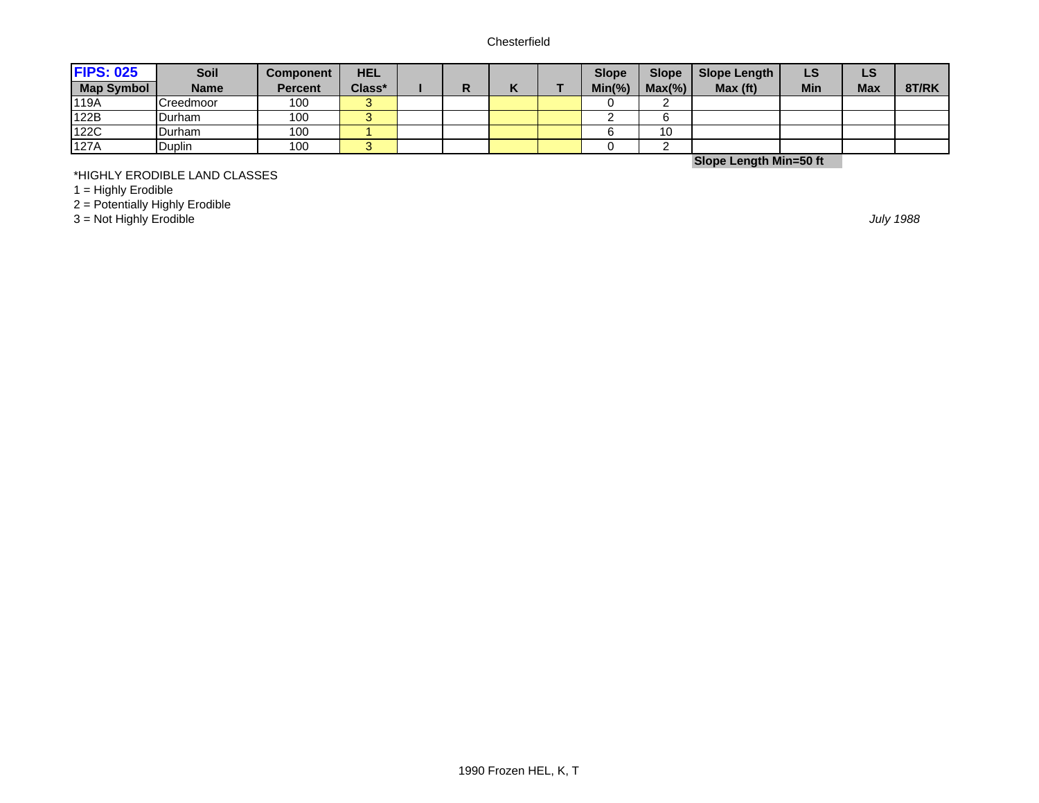Chesterfield

| FIPS: 025 Map Symbol | Soil Name | Component Percent | HEL Class* | I | R | K | T | Slope Min(%) | Slope Max(%) | Slope Length Max (ft) | LS Min | LS Max | 8T/RK |
|---|---|---|---|---|---|---|---|---|---|---|---|---|---|
| 119A | Creedmoor | 100 | 3 | | | | | 0 | 2 | | | | |
| 122B | Durham | 100 | 3 | | | | | 2 | 6 | | | | |
| 122C | Durham | 100 | 1 | | | | | 6 | 10 | | | | |
| 127A | Duplin | 100 | 3 | | | | | 0 | 2 | | | | |

**Slope Length Min=50 ft**

*HIGHLY ERODIBLE LAND CLASSES

1 = Highly Erodible

2 = Potentially Highly Erodible

3 = Not Highly Erodible

*July 1988*

1990 Frozen HEL, K, T